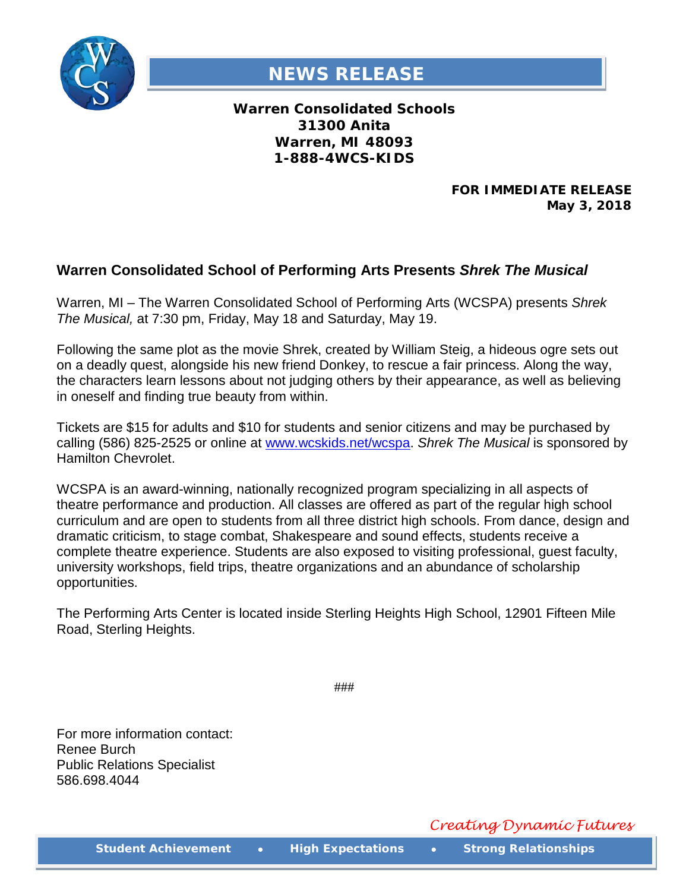# NEWS RELEASE

**Warren Consolidated Schools**
**31300 Anita**
**Warren, MI 48093**
**1-888-4WCS-KIDS**

**FOR IMMEDIATE RELEASE**
**May 3, 2018**

## Warren Consolidated School of Performing Arts Presents *Shrek The Musical*

Warren, MI – The Warren Consolidated School of Performing Arts (WCSPA) presents *Shrek The Musical,* at 7:30 pm, Friday, May 18 and Saturday, May 19.

Following the same plot as the movie Shrek, created by William Steig, a hideous ogre sets out on a deadly quest, alongside his new friend Donkey, to rescue a fair princess. Along the way, the characters learn lessons about not judging others by their appearance, as well as believing in oneself and finding true beauty from within.

Tickets are $15 for adults and $10 for students and senior citizens and may be purchased by calling (586) 825-2525 or online at [www.wcskids.net/wcspa](http://www.wcskids.net/wcspa). *Shrek The Musical* is sponsored by Hamilton Chevrolet.

WCSPA is an award-winning, nationally recognized program specializing in all aspects of theatre performance and production. All classes are offered as part of the regular high school curriculum and are open to students from all three district high schools. From dance, design and dramatic criticism, to stage combat, Shakespeare and sound effects, students receive a complete theatre experience. Students are also exposed to visiting professional, guest faculty, university workshops, field trips, theatre organizations and an abundance of scholarship opportunities.

The Performing Arts Center is located inside Sterling Heights High School, 12901 Fifteen Mile Road, Sterling Heights.

###

For more information contact:
Renee Burch
Public Relations Specialist
586.698.4044

*Creating Dynamic Futures*

**Student Achievement • High Expectations • Strong Relationships**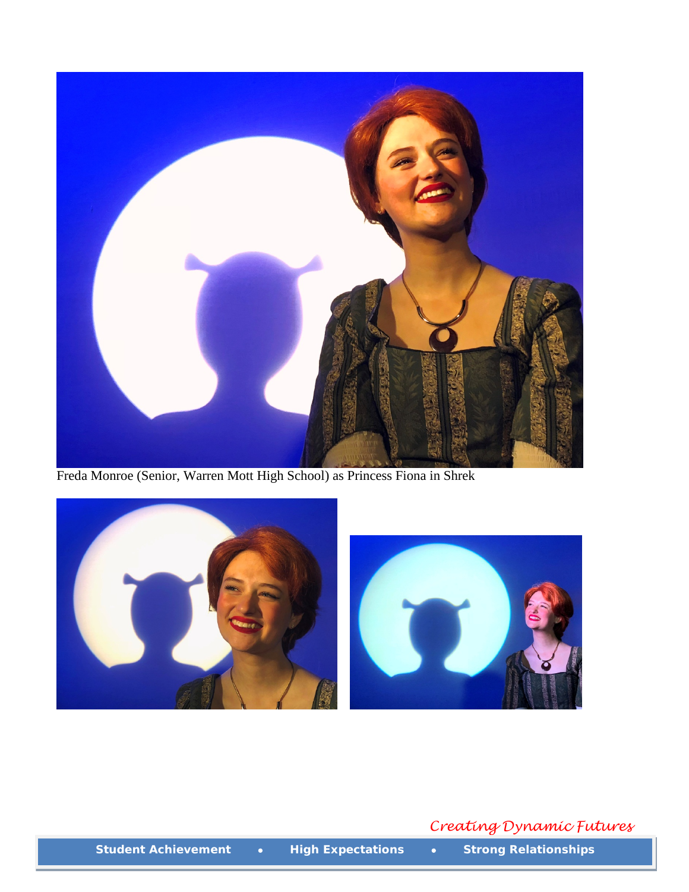Freda Monroe (Senior, Warren Mott High School) as Princess Fiona in Shrek